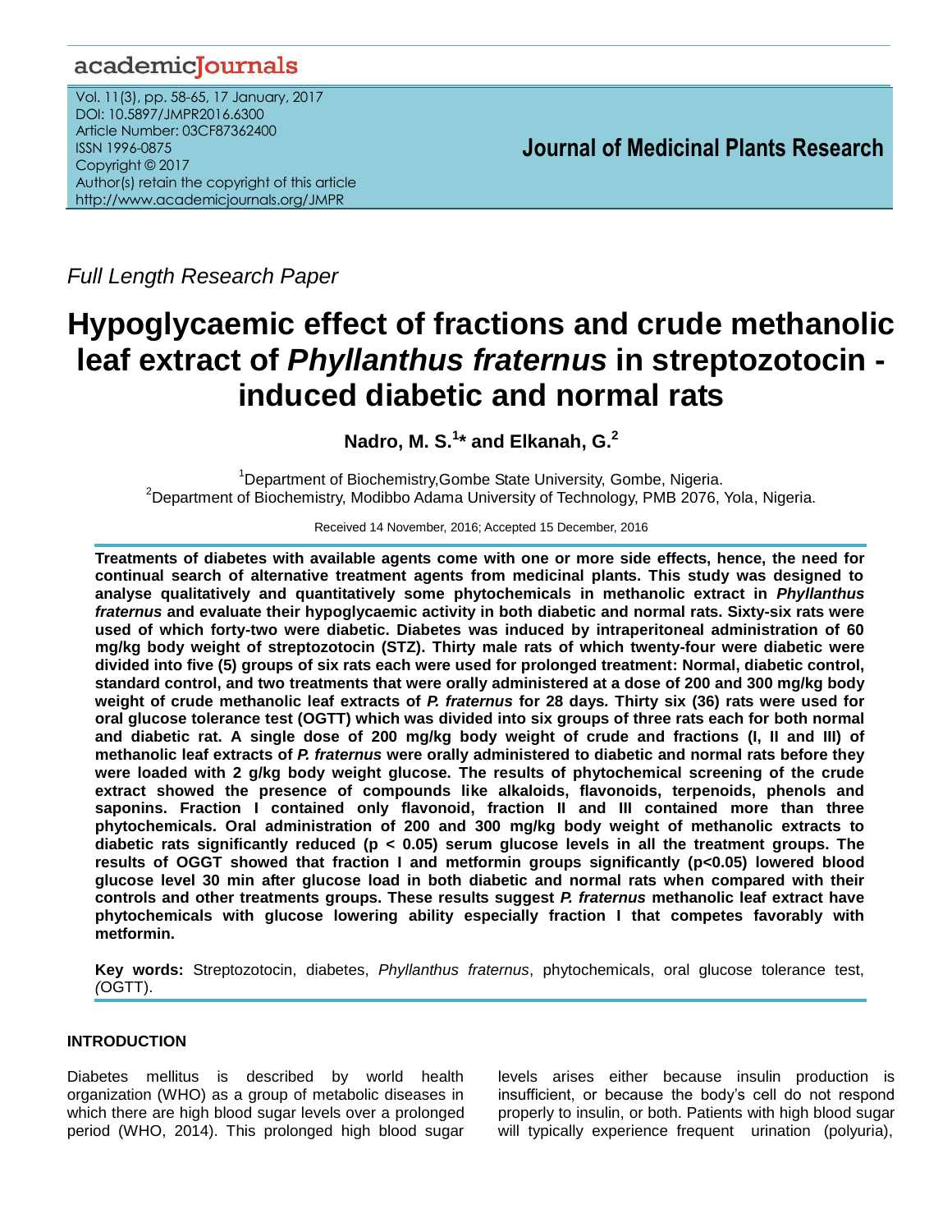*Full Length Research Paper*

# Hypoglycaemic effect of fractions and crude methanolic leaf extract of *Phyllanthus fraternus* in streptozotocin - induced diabetic and normal rats

**Nadro, M. S.[1]* and Elkanah, G.[2]**

[1]Department of Biochemistry,Gombe State University, Gombe, Nigeria.
[2]Department of Biochemistry, Modibbo Adama University of Technology, PMB 2076, Yola, Nigeria.

Received 14 November, 2016; Accepted 15 December, 2016

**Treatments of diabetes with available agents come with one or more side effects, hence, the need for continual search of alternative treatment agents from medicinal plants. This study was designed to analyse qualitatively and quantitatively some phytochemicals in methanolic extract in *Phyllanthus fraternus* and evaluate their hypoglycaemic activity in both diabetic and normal rats. Sixty-six rats were used of which forty-two were diabetic. Diabetes was induced by intraperitoneal administration of 60 mg/kg body weight of streptozotocin (STZ). Thirty male rats of which twenty-four were diabetic were divided into five (5) groups of six rats each were used for prolonged treatment: Normal, diabetic control, standard control, and two treatments that were orally administered at a dose of 200 and 300 mg/kg body weight of crude methanolic leaf extracts of *P. fraternus* for 28 days. Thirty six (36) rats were used for oral glucose tolerance test (OGTT) which was divided into six groups of three rats each for both normal and diabetic rat. A single dose of 200 mg/kg body weight of crude and fractions (I, II and III) of methanolic leaf extracts of *P. fraternus* were orally administered to diabetic and normal rats before they were loaded with 2 g/kg body weight glucose. The results of phytochemical screening of the crude extract showed the presence of compounds like alkaloids, flavonoids, terpenoids, phenols and saponins. Fraction I contained only flavonoid, fraction II and III contained more than three phytochemicals. Oral administration of 200 and 300 mg/kg body weight of methanolic extracts to diabetic rats significantly reduced ($p < 0.05$) serum glucose levels in all the treatment groups. The results of OGGT showed that fraction I and metformin groups significantly ($p<0.05$) lowered blood glucose level 30 min after glucose load in both diabetic and normal rats when compared with their controls and other treatments groups. These results suggest *P. fraternus* methanolic leaf extract have phytochemicals with glucose lowering ability especially fraction I that competes favorably with metformin.**

**Key words:** Streptozotocin, diabetes, *Phyllanthus fraternus*, phytochemicals, oral glucose tolerance test, *(*OGTT).

## INTRODUCTION

Diabetes mellitus is described by world health organization (WHO) as a group of metabolic diseases in which there are high blood sugar levels over a prolonged period (WHO, 2014). This prolonged high blood sugar levels arises either because insulin production is insufficient, or because the body's cell do not respond properly to insulin, or both. Patients with high blood sugar will typically experience frequent urination (polyuria),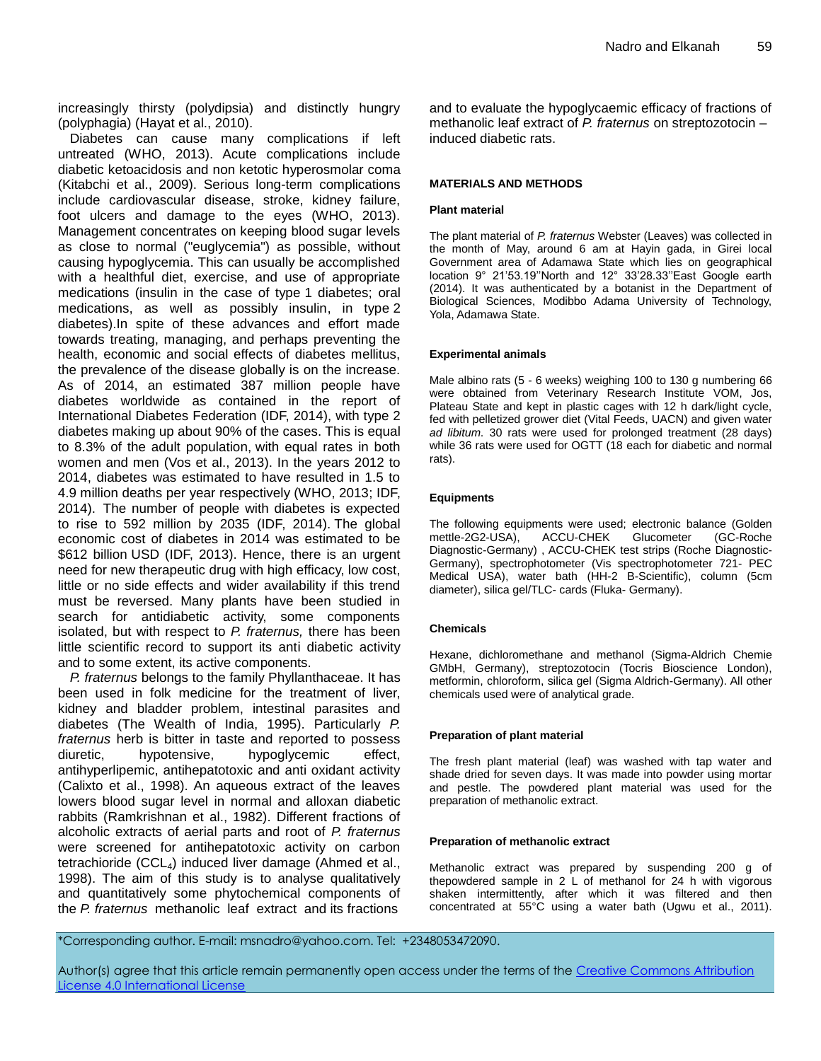increasingly thirsty (polydipsia) and distinctly hungry (polyphagia) (Hayat et al., 2010).

Diabetes can cause many complications if left untreated (WHO, 2013). Acute complications include diabetic ketoacidosis and non ketotic hyperosmolar coma (Kitabchi et al., 2009). Serious long-term complications include cardiovascular disease, stroke, kidney failure, foot ulcers and damage to the eyes (WHO, 2013). Management concentrates on keeping blood sugar levels as close to normal ("euglycemia") as possible, without causing hypoglycemia. This can usually be accomplished with a healthful diet, exercise, and use of appropriate medications (insulin in the case of type 1 diabetes; oral medications, as well as possibly insulin, in type 2 diabetes).In spite of these advances and effort made towards treating, managing, and perhaps preventing the health, economic and social effects of diabetes mellitus, the prevalence of the disease globally is on the increase. As of 2014, an estimated 387 million people have diabetes worldwide as contained in the report of International Diabetes Federation (IDF, 2014), with type 2 diabetes making up about 90% of the cases. This is equal to 8.3% of the adult population, with equal rates in both women and men (Vos et al., 2013). In the years 2012 to 2014, diabetes was estimated to have resulted in 1.5 to 4.9 million deaths per year respectively (WHO, 2013; IDF, 2014). The number of people with diabetes is expected to rise to 592 million by 2035 (IDF, 2014). The global economic cost of diabetes in 2014 was estimated to be $612 billion USD (IDF, 2013). Hence, there is an urgent need for new therapeutic drug with high efficacy, low cost, little or no side effects and wider availability if this trend must be reversed. Many plants have been studied in search for antidiabetic activity, some components isolated, but with respect to *P. fraternus,* there has been little scientific record to support its anti diabetic activity and to some extent, its active components.

*P. fraternus* belongs to the family Phyllanthaceae. It has been used in folk medicine for the treatment of liver, kidney and bladder problem, intestinal parasites and diabetes (The Wealth of India, 1995). Particularly *P. fraternus* herb is bitter in taste and reported to possess diuretic, hypotensive, hypoglycemic effect, antihyperlipemic, antihepatotoxic and anti oxidant activity (Calixto et al., 1998). An aqueous extract of the leaves lowers blood sugar level in normal and alloxan diabetic rabbits (Ramkrishnan et al., 1982). Different fractions of alcoholic extracts of aerial parts and root of *P. fraternus* were screened for antihepatotoxic activity on carbon tetrachioride ($CCL_4$) induced liver damage (Ahmed et al., 1998). The aim of this study is to analyse qualitatively and quantitatively some phytochemical components of the *P. fraternus* methanolic leaf extract and its fractions and to evaluate the hypoglycaemic efficacy of fractions of methanolic leaf extract of *P. fraternus* on streptozotocin – induced diabetic rats.

## MATERIALS AND METHODS

### Plant material

The plant material of *P. fraternus* Webster (Leaves) was collected in the month of May, around 6 am at Hayin gada, in Girei local Government area of Adamawa State which lies on geographical location 9° 21'53.19''North and 12° 33'28.33''East Google earth (2014). It was authenticated by a botanist in the Department of Biological Sciences, Modibbo Adama University of Technology, Yola, Adamawa State.

### Experimental animals

Male albino rats (5 - 6 weeks) weighing 100 to 130 g numbering 66 were obtained from Veterinary Research Institute VOM, Jos, Plateau State and kept in plastic cages with 12 h dark/light cycle, fed with pelletized grower diet (Vital Feeds, UACN) and given water *ad libitum*. 30 rats were used for prolonged treatment (28 days) while 36 rats were used for OGTT (18 each for diabetic and normal rats).

### Equipments

The following equipments were used; electronic balance (Golden mettle-2G2-USA), ACCU-CHEK Glucometer (GC-Roche Diagnostic-Germany) , ACCU-CHEK test strips (Roche Diagnostic-Germany), spectrophotometer (Vis spectrophotometer 721- PEC Medical USA), water bath (HH-2 B-Scientific), column (5cm diameter), silica gel/TLC- cards (Fluka- Germany).

### Chemicals

Hexane, dichloromethane and methanol (Sigma-Aldrich Chemie GMbH, Germany), streptozotocin (Tocris Bioscience London), metformin, chloroform, silica gel (Sigma Aldrich-Germany). All other chemicals used were of analytical grade.

### Preparation of plant material

The fresh plant material (leaf) was washed with tap water and shade dried for seven days. It was made into powder using mortar and pestle. The powdered plant material was used for the preparation of methanolic extract.

### Preparation of methanolic extract

Methanolic extract was prepared by suspending 200 g of thepowdered sample in 2 L of methanol for 24 h with vigorous shaken intermittently, after which it was filtered and then concentrated at 55°C using a water bath (Ugwu et al., 2011).

*Corresponding author. E-mail: msnadro@yahoo.com. Tel: +2348053472090.

Author(s) agree that this article remain permanently open access under the terms of the Creative Commons Attribution License 4.0 International License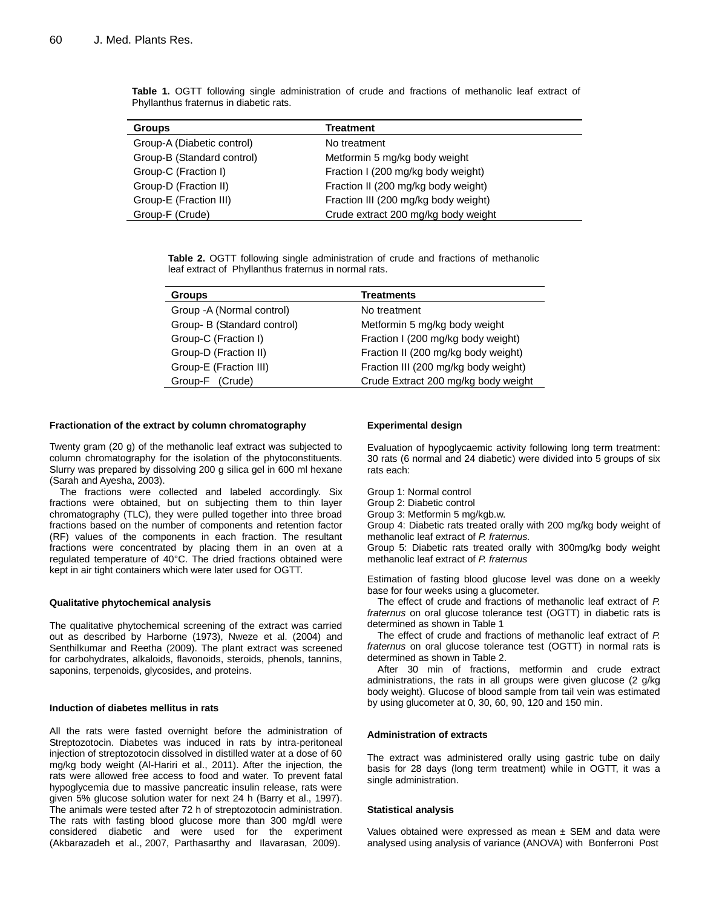**Table 1.** OGTT following single administration of crude and fractions of methanolic leaf extract of Phyllanthus fraternus in diabetic rats.

| Groups | Treatment |
|---|---|
| Group-A (Diabetic control) | No treatment |
| Group-B (Standard control) | Metformin 5 mg/kg body weight |
| Group-C (Fraction I) | Fraction I (200 mg/kg body weight) |
| Group-D (Fraction II) | Fraction II (200 mg/kg body weight) |
| Group-E (Fraction III) | Fraction III (200 mg/kg body weight) |
| Group-F (Crude) | Crude extract 200 mg/kg body weight |

**Table 2.** OGTT following single administration of crude and fractions of methanolic leaf extract of Phyllanthus fraternus in normal rats.

| Groups | Treatments |
|---|---|
| Group -A (Normal control) | No treatment |
| Group- B (Standard control) | Metformin 5 mg/kg body weight |
| Group-C (Fraction I) | Fraction I (200 mg/kg body weight) |
| Group-D (Fraction II) | Fraction II (200 mg/kg body weight) |
| Group-E (Fraction III) | Fraction III (200 mg/kg body weight) |
| Group-F (Crude) | Crude Extract 200 mg/kg body weight |

### Fractionation of the extract by column chromatography

Twenty gram (20 g) of the methanolic leaf extract was subjected to column chromatography for the isolation of the phytoconstituents. Slurry was prepared by dissolving 200 g silica gel in 600 ml hexane (Sarah and Ayesha, 2003).

The fractions were collected and labeled accordingly. Six fractions were obtained, but on subjecting them to thin layer chromatography (TLC), they were pulled together into three broad fractions based on the number of components and retention factor (RF) values of the components in each fraction. The resultant fractions were concentrated by placing them in an oven at a regulated temperature of 40°C. The dried fractions obtained were kept in air tight containers which were later used for OGTT.

### Qualitative phytochemical analysis

The qualitative phytochemical screening of the extract was carried out as described by Harborne (1973), Nweze et al. (2004) and Senthilkumar and Reetha (2009). The plant extract was screened for carbohydrates, alkaloids, flavonoids, steroids, phenols, tannins, saponins, terpenoids, glycosides, and proteins.

### Induction of diabetes mellitus in rats

All the rats were fasted overnight before the administration of Streptozotocin. Diabetes was induced in rats by intra-peritoneal injection of streptozotocin dissolved in distilled water at a dose of 60 mg/kg body weight (Al-Hariri et al., 2011). After the injection, the rats were allowed free access to food and water. To prevent fatal hypoglycemia due to massive pancreatic insulin release, rats were given 5% glucose solution water for next 24 h (Barry et al., 1997). The animals were tested after 72 h of streptozotocin administration. The rats with fasting blood glucose more than 300 mg/dl were considered diabetic and were used for the experiment (Akbarazadeh et al., 2007, Parthasarthy and Ilavarasan, 2009).

### Experimental design

Evaluation of hypoglycaemic activity following long term treatment: 30 rats (6 normal and 24 diabetic) were divided into 5 groups of six rats each:

Group 1: Normal control
Group 2: Diabetic control
Group 3: Metformin 5 mg/kgb.w.
Group 4: Diabetic rats treated orally with 200 mg/kg body weight of methanolic leaf extract of *P. fraternus.*
Group 5: Diabetic rats treated orally with 300mg/kg body weight methanolic leaf extract of *P. fraternus*

Estimation of fasting blood glucose level was done on a weekly base for four weeks using a glucometer.

The effect of crude and fractions of methanolic leaf extract of *P. fraternus* on oral glucose tolerance test (OGTT) in diabetic rats is determined as shown in Table 1

The effect of crude and fractions of methanolic leaf extract of *P. fraternus* on oral glucose tolerance test (OGTT) in normal rats is determined as shown in Table 2.

After 30 min of fractions, metformin and crude extract administrations, the rats in all groups were given glucose (2 g/kg body weight). Glucose of blood sample from tail vein was estimated by using glucometer at 0, 30, 60, 90, 120 and 150 min.

### Administration of extracts

The extract was administered orally using gastric tube on daily basis for 28 days (long term treatment) while in OGTT, it was a single administration.

### Statistical analysis

Values obtained were expressed as mean ± SEM and data were analysed using analysis of variance (ANOVA) with Bonferroni Post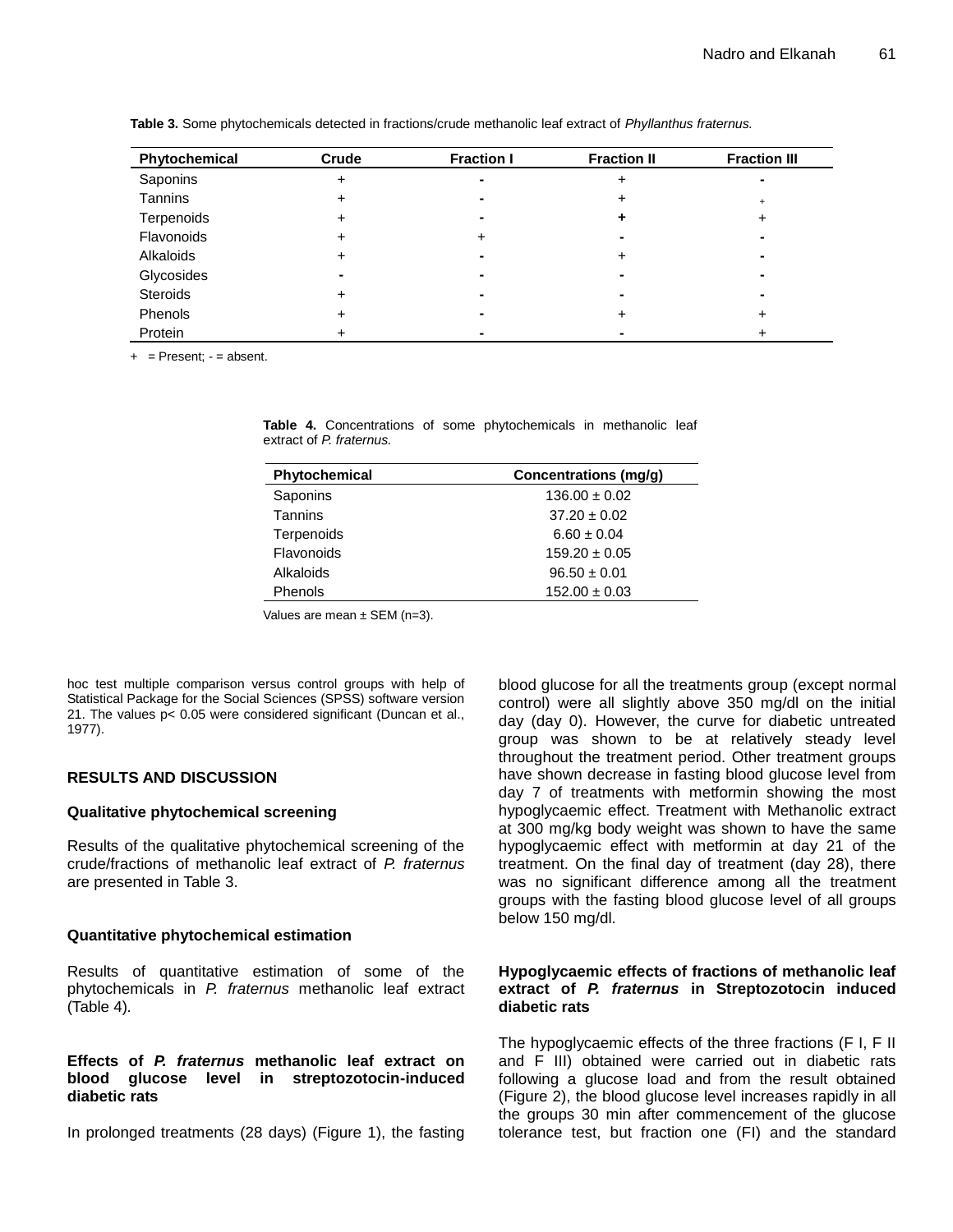**Table 3.** Some phytochemicals detected in fractions/crude methanolic leaf extract of *Phyllanthus fraternus.*

| Phytochemical | Crude | Fraction I | Fraction II | Fraction III |
|---|---|---|---|---|
| Saponins | + | - | + | - |
| Tannins | + | - | + | + |
| Terpenoids | + | - | + | + |
| Flavonoids | + | + | - | - |
| Alkaloids | + | - | + | - |
| Glycosides | - | - | - | - |
| Steroids | + | - | - | - |
| Phenols | + | - | + | + |
| Protein | + | - | - | + |

+ = Present; - = absent.

**Table 4.** Concentrations of some phytochemicals in methanolic leaf extract of *P. fraternus.*

| Phytochemical | Concentrations (mg/g) |
|---|---|
| Saponins | 136.00 ± 0.02 |
| Tannins | 37.20 ± 0.02 |
| Terpenoids | 6.60 ± 0.04 |
| Flavonoids | 159.20 ± 0.05 |
| Alkaloids | 96.50 ± 0.01 |
| Phenols | 152.00 ± 0.03 |

Values are mean ± SEM (n=3).

hoc test multiple comparison versus control groups with help of Statistical Package for the Social Sciences (SPSS) software version 21. The values $p < 0.05$ were considered significant (Duncan et al., 1977).

## RESULTS AND DISCUSSION

### Qualitative phytochemical screening

Results of the qualitative phytochemical screening of the crude/fractions of methanolic leaf extract of *P. fraternus* are presented in Table 3.

### Quantitative phytochemical estimation

Results of quantitative estimation of some of the phytochemicals in *P. fraternus* methanolic leaf extract (Table 4).

### Effects of *P. fraternus* methanolic leaf extract on blood glucose level in streptozotocin-induced diabetic rats

In prolonged treatments (28 days) (Figure 1), the fasting blood glucose for all the treatments group (except normal control) were all slightly above 350 mg/dl on the initial day (day 0). However, the curve for diabetic untreated group was shown to be at relatively steady level throughout the treatment period. Other treatment groups have shown decrease in fasting blood glucose level from day 7 of treatments with metformin showing the most hypoglycaemic effect. Treatment with Methanolic extract at 300 mg/kg body weight was shown to have the same hypoglycaemic effect with metformin at day 21 of the treatment. On the final day of treatment (day 28), there was no significant difference among all the treatment groups with the fasting blood glucose level of all groups below 150 mg/dl.

### Hypoglycaemic effects of fractions of methanolic leaf extract of *P. fraternus* in Streptozotocin induced diabetic rats

The hypoglycaemic effects of the three fractions (F I, F II and F III) obtained were carried out in diabetic rats following a glucose load and from the result obtained (Figure 2), the blood glucose level increases rapidly in all the groups 30 min after commencement of the glucose tolerance test, but fraction one (FI) and the standard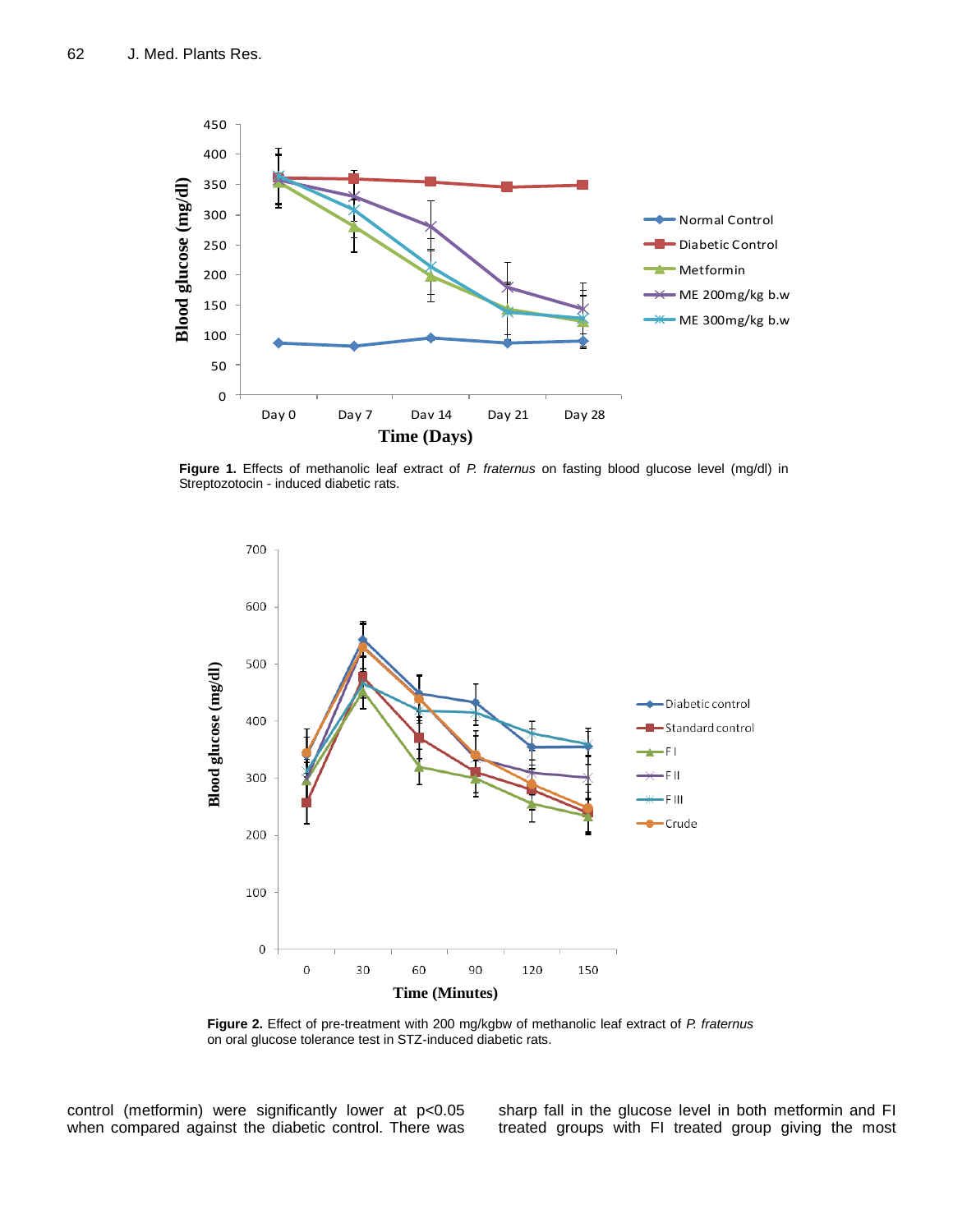**Figure 1.** Effects of methanolic leaf extract of *P. fraternus* on fasting blood glucose level (mg/dl) in Streptozotocin - induced diabetic rats.

**Figure 2.** Effect of pre-treatment with 200 mg/kgbw of methanolic leaf extract of *P. fraternus* on oral glucose tolerance test in STZ-induced diabetic rats.

control (metformin) were significantly lower at $p<0.05$ when compared against the diabetic control. There was sharp fall in the glucose level in both metformin and FI treated groups with FI treated group giving the most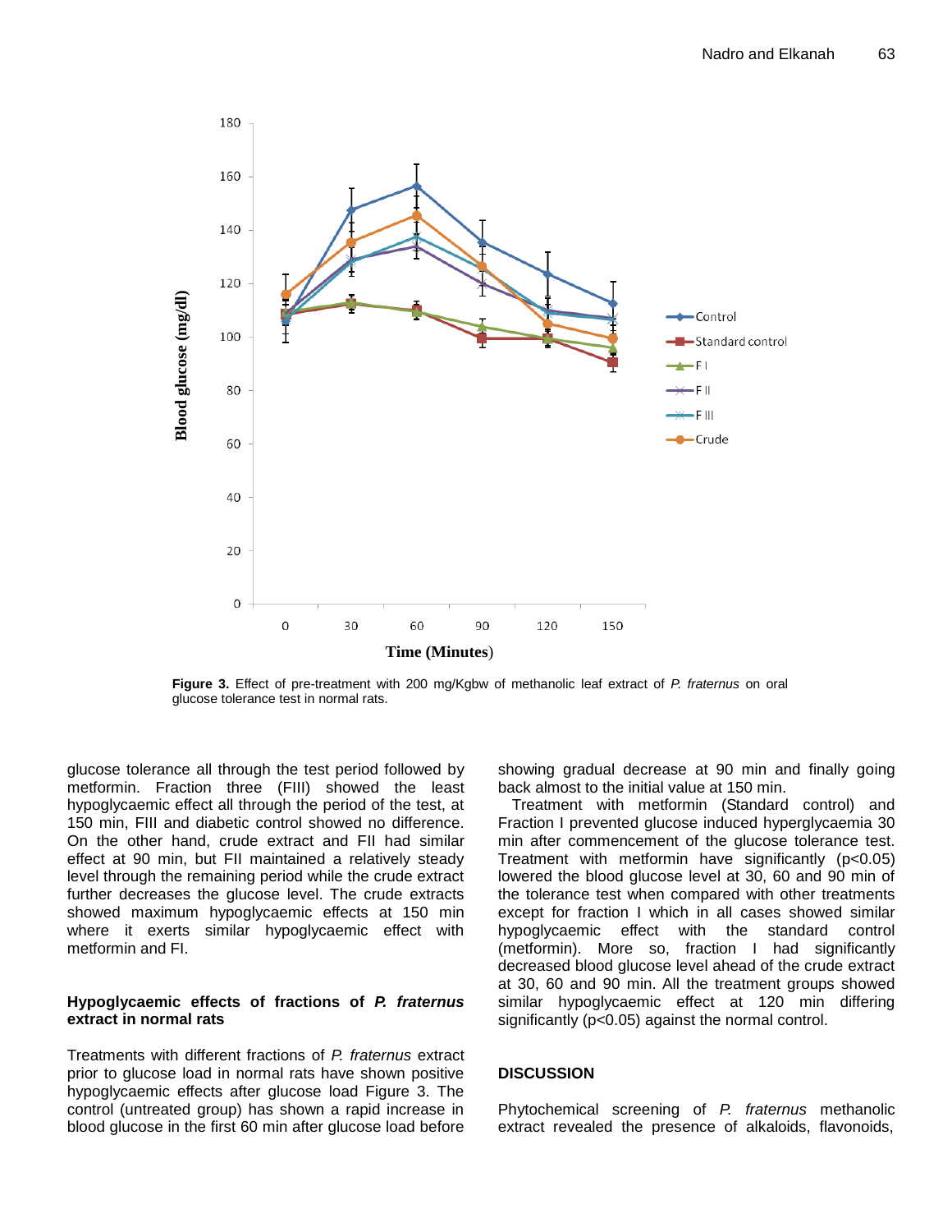Figure 3. Effect of pre-treatment with 200 mg/Kgbw of methanolic leaf extract of *P. fraternus* on oral glucose tolerance test in normal rats.

glucose tolerance all through the test period followed by metformin. Fraction three (FIII) showed the least hypoglycaemic effect all through the period of the test, at 150 min, FIII and diabetic control showed no difference. On the other hand, crude extract and FII had similar effect at 90 min, but FII maintained a relatively steady level through the remaining period while the crude extract further decreases the glucose level. The crude extracts showed maximum hypoglycaemic effects at 150 min where it exerts similar hypoglycaemic effect with metformin and FI.

**Hypoglycaemic effects of fractions of *P. fraternus* extract in normal rats**

Treatments with different fractions of *P. fraternus* extract prior to glucose load in normal rats have shown positive hypoglycaemic effects after glucose load Figure 3. The control (untreated group) has shown a rapid increase in blood glucose in the first 60 min after glucose load before showing gradual decrease at 90 min and finally going back almost to the initial value at 150 min.

Treatment with metformin (Standard control) and Fraction I prevented glucose induced hyperglycaemia 30 min after commencement of the glucose tolerance test. Treatment with metformin have significantly ($p<0.05$) lowered the blood glucose level at 30, 60 and 90 min of the tolerance test when compared with other treatments except for fraction I which in all cases showed similar hypoglycaemic effect with the standard control (metformin). More so, fraction I had significantly decreased blood glucose level ahead of the crude extract at 30, 60 and 90 min. All the treatment groups showed similar hypoglycaemic effect at 120 min differing significantly ($p<0.05$) against the normal control.

## DISCUSSION

Phytochemical screening of *P. fraternus* methanolic extract revealed the presence of alkaloids, flavonoids,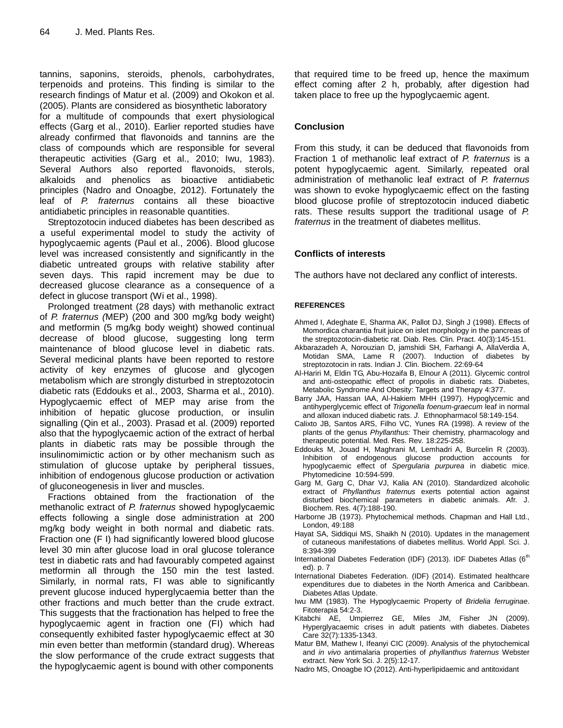tannins, saponins, steroids, phenols, carbohydrates, terpenoids and proteins. This finding is similar to the research findings of Matur et al. (2009) and Okokon et al. (2005). Plants are considered as biosynthetic laboratory for a multitude of compounds that exert physiological effects (Garg et al., 2010). Earlier reported studies have already confirmed that flavonoids and tannins are the class of compounds which are responsible for several therapeutic activities (Garg et al., 2010; Iwu, 1983). Several Authors also reported flavonoids, sterols, alkaloids and phenolics as bioactive antidiabetic principles (Nadro and Onoagbe, 2012). Fortunately the leaf of *P. fraternus* contains all these bioactive antidiabetic principles in reasonable quantities.

Streptozotocin induced diabetes has been described as a useful experimental model to study the activity of hypoglycaemic agents (Paul et al., 2006). Blood glucose level was increased consistently and significantly in the diabetic untreated groups with relative stability after seven days. This rapid increment may be due to decreased glucose clearance as a consequence of a defect in glucose transport (Wi et al., 1998).

Prolonged treatment (28 days) with methanolic extract of *P. fraternus (*MEP) (200 and 300 mg/kg body weight) and metformin (5 mg/kg body weight) showed continual decrease of blood glucose, suggesting long term maintenance of blood glucose level in diabetic rats. Several medicinal plants have been reported to restore activity of key enzymes of glucose and glycogen metabolism which are strongly disturbed in streptozotocin diabetic rats (Eddouks et al., 2003, Sharma et al., 2010). Hypoglycaemic effect of MEP may arise from the inhibition of hepatic glucose production, or insulin signalling (Qin et al., 2003). Prasad et al. (2009) reported also that the hypoglycaemic action of the extract of herbal plants in diabetic rats may be possible through the insulinomimictic action or by other mechanism such as stimulation of glucose uptake by peripheral tissues, inhibition of endogenous glucose production or activation of gluconeogenesis in liver and muscles.

Fractions obtained from the fractionation of the methanolic extract of *P. fraternus* showed hypoglycaemic effects following a single dose administration at 200 mg/kg body weight in both normal and diabetic rats. Fraction one (F I) had significantly lowered blood glucose level 30 min after glucose load in oral glucose tolerance test in diabetic rats and had favourably competed against metformin all through the 150 min the test lasted. Similarly, in normal rats, FI was able to significantly prevent glucose induced hyperglycaemia better than the other fractions and much better than the crude extract. This suggests that the fractionation has helped to free the hypoglycaemic agent in fraction one (FI) which had consequently exhibited faster hypoglycaemic effect at 30 min even better than metformin (standard drug). Whereas the slow performance of the crude extract suggests that the hypoglycaemic agent is bound with other components that required time to be freed up, hence the maximum effect coming after 2 h, probably, after digestion had taken place to free up the hypoglycaemic agent.

## Conclusion

From this study, it can be deduced that flavonoids from Fraction 1 of methanolic leaf extract of *P. fraternus* is a potent hypoglycaemic agent. Similarly, repeated oral administration of methanolic leaf extract of *P. fraternus* was shown to evoke hypoglycaemic effect on the fasting blood glucose profile of streptozotocin induced diabetic rats. These results support the traditional usage of *P. fraternus* in the treatment of diabetes mellitus.

## Conflicts of interests

The authors have not declared any conflict of interests.

## REFERENCES

Ahmed I, Adeghate E, Sharma AK, Pallot DJ, Singh J (1998). Effects of Momordica charantia fruit juice on islet morphology in the pancreas of the streptozotocin-diabetic rat. Diab. Res. Clin. Pract. 40(3):145-151.

Akbarazadeh A, Norouzian D, jamshidi SH, Farhangi A, AllaVerdia A, Motidan SMA, Lame R (2007). Induction of diabetes by streptozotocin in rats. Indian J. Clin. Biochem. 22:69-64

Al-Hariri M, Eldin TG, Abu-Hozaifa B, Elnour A (2011). Glycemic control and anti-osteopathic effect of propolis in diabetic rats. Diabetes, Metabolic Syndrome And Obesity: Targets and Therapy 4:377.

Barry JAA, Hassan IAA, Al-Hakiem MHH (1997). Hypoglycemic and antihyperglycemic effect of *Trigonella foenum-graecum* leaf in normal and alloxan induced diabetic rats. *J.* Ethnopharmacol 58:149-154.

Calixto JB, Santos ARS, Filho VC, Yunes RA (1998). A review of the plants of the genus *Phyllanthus:* Their chemistry, pharmacology and therapeutic potential. Med. Res. Rev. 18:225-258.

Eddouks M, Jouad H, Maghrani M, Lemhadri A, Burcelin R (2003). Inhibition of endogenous glucose production accounts for hypoglycaemic effect of *Spergularia purpurea* in diabetic mice. Phytomedicine 10:594-599.

Garg M, Garg C, Dhar VJ, Kalia AN (2010). Standardized alcoholic extract of *Phyllanthus fraternus* exerts potential action against disturbed biochemical parameters in diabetic animals. Afr. J. Biochem. Res. 4(7):188-190.

Harborne JB (1973). Phytochemical methods. Chapman and Hall Ltd., London, 49:188

Hayat SA, Siddiqui MS, Shaikh N (2010). Updates in the management of cutaneous manifestations of diabetes mellitus. World Appl. Sci. J. 8:394-399

International Diabetes Federation (IDF) (2013). IDF Diabetes Atlas (6th ed). p. 7

International Diabetes Federation. (IDF) (2014). Estimated healthcare expenditures due to diabetes in the North America and Caribbean. Diabetes Atlas Update.

Iwu MM (1983). The Hypoglycaemic Property of *Bridelia ferruginae*. Fitoterapia 54:2-3.

Kitabchi AE, Umpierrez GE, Miles JM, Fisher JN (2009). Hyperglyacaemic crises in adult patients with diabetes. Diabetes Care 32(7):1335-1343.

Matur BM, Mathew I, Ifeanyi CIC (2009). Analysis of the phytochemical and *in vivo* antimalaria properties of *phyllanthus fraternus* Webster extract. New York Sci. J. 2(5):12-17.

Nadro MS, Onoagbe IO (2012). Anti-hyperlipidaemic and antitoxidant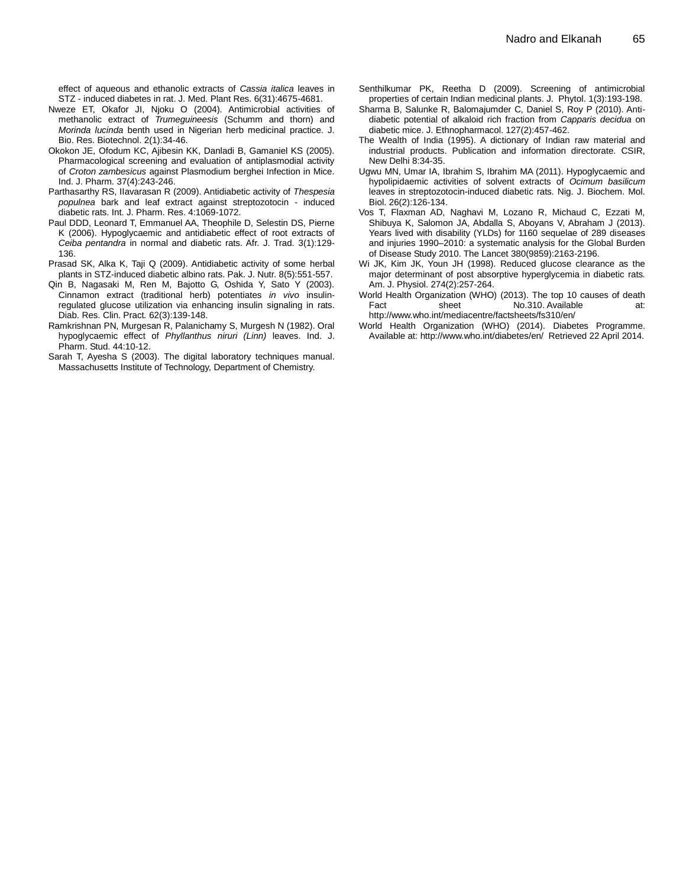effect of aqueous and ethanolic extracts of *Cassia italica* leaves in STZ - induced diabetes in rat. J. Med. Plant Res. 6(31):4675-4681.

Nweze ET, Okafor JI, Njoku O (2004). Antimicrobial activities of methanolic extract of *Trumeguineesis* (Schumm and thorn) and *Morinda lucinda* benth used in Nigerian herb medicinal practice. J. Bio. Res. Biotechnol. 2(1):34-46.

Okokon JE, Ofodum KC, Ajibesin KK, Danladi B, Gamaniel KS (2005). Pharmacological screening and evaluation of antiplasmodial activity of *Croton zambesicus* against Plasmodium berghei Infection in Mice. Ind. J. Pharm. 37(4):243-246.

Parthasarthy RS, Ilavarasan R (2009). Antidiabetic activity of *Thespesia populnea* bark and leaf extract against streptozotocin - induced diabetic rats. Int. J. Pharm. Res. 4:1069-1072.

Paul DDD, Leonard T, Emmanuel AA, Theophile D, Selestin DS, Pierne K (2006). Hypoglycaemic and antidiabetic effect of root extracts of *Ceiba pentandra* in normal and diabetic rats. Afr. J. Trad. 3(1):129-136.

Prasad SK, Alka K, Taji Q (2009). Antidiabetic activity of some herbal plants in STZ-induced diabetic albino rats. Pak. J. Nutr. 8(5):551-557.

Qin B, Nagasaki M, Ren M, Bajotto G, Oshida Y, Sato Y (2003). Cinnamon extract (traditional herb) potentiates *in vivo* insulin-regulated glucose utilization via enhancing insulin signaling in rats. Diab. Res. Clin. Pract. 62(3):139-148.

Ramkrishnan PN, Murgesan R, Palanichamy S, Murgesh N (1982). Oral hypoglycaemic effect of *Phyllanthus niruri (Linn)* leaves. Ind. J. Pharm. Stud. 44:10-12.

Sarah T, Ayesha S (2003). The digital laboratory techniques manual. Massachusetts Institute of Technology, Department of Chemistry.

Senthilkumar PK, Reetha D (2009). Screening of antimicrobial properties of certain Indian medicinal plants. J. Phytol. 1(3):193-198.

Sharma B, Salunke R, Balomajumder C, Daniel S, Roy P (2010). Anti-diabetic potential of alkaloid rich fraction from *Capparis decidua* on diabetic mice. J. Ethnopharmacol. 127(2):457-462.

The Wealth of India (1995). A dictionary of Indian raw material and industrial products. Publication and information directorate. CSIR, New Delhi 8:34-35.

Ugwu MN, Umar IA, Ibrahim S, Ibrahim MA (2011). Hypoglycaemic and hypolipidaemic activities of solvent extracts of *Ocimum basilicum* leaves in streptozotocin-induced diabetic rats. Nig. J. Biochem. Mol. Biol. 26(2):126-134.

Vos T, Flaxman AD, Naghavi M, Lozano R, Michaud C, Ezzati M, Shibuya K, Salomon JA, Abdalla S, Aboyans V, Abraham J (2013). Years lived with disability (YLDs) for 1160 sequelae of 289 diseases and injuries 1990–2010: a systematic analysis for the Global Burden of Disease Study 2010. The Lancet 380(9859):2163-2196.

Wi JK, Kim JK, Youn JH (1998). Reduced glucose clearance as the major determinant of post absorptive hyperglycemia in diabetic rats. Am. J. Physiol. 274(2):257-264.

World Health Organization (WHO) (2013). The top 10 causes of death Fact sheet No.310. Available at: http://www.who.int/mediacentre/factsheets/fs310/en/

World Health Organization (WHO) (2014). Diabetes Programme. Available at: http://www.who.int/diabetes/en/ Retrieved 22 April 2014.